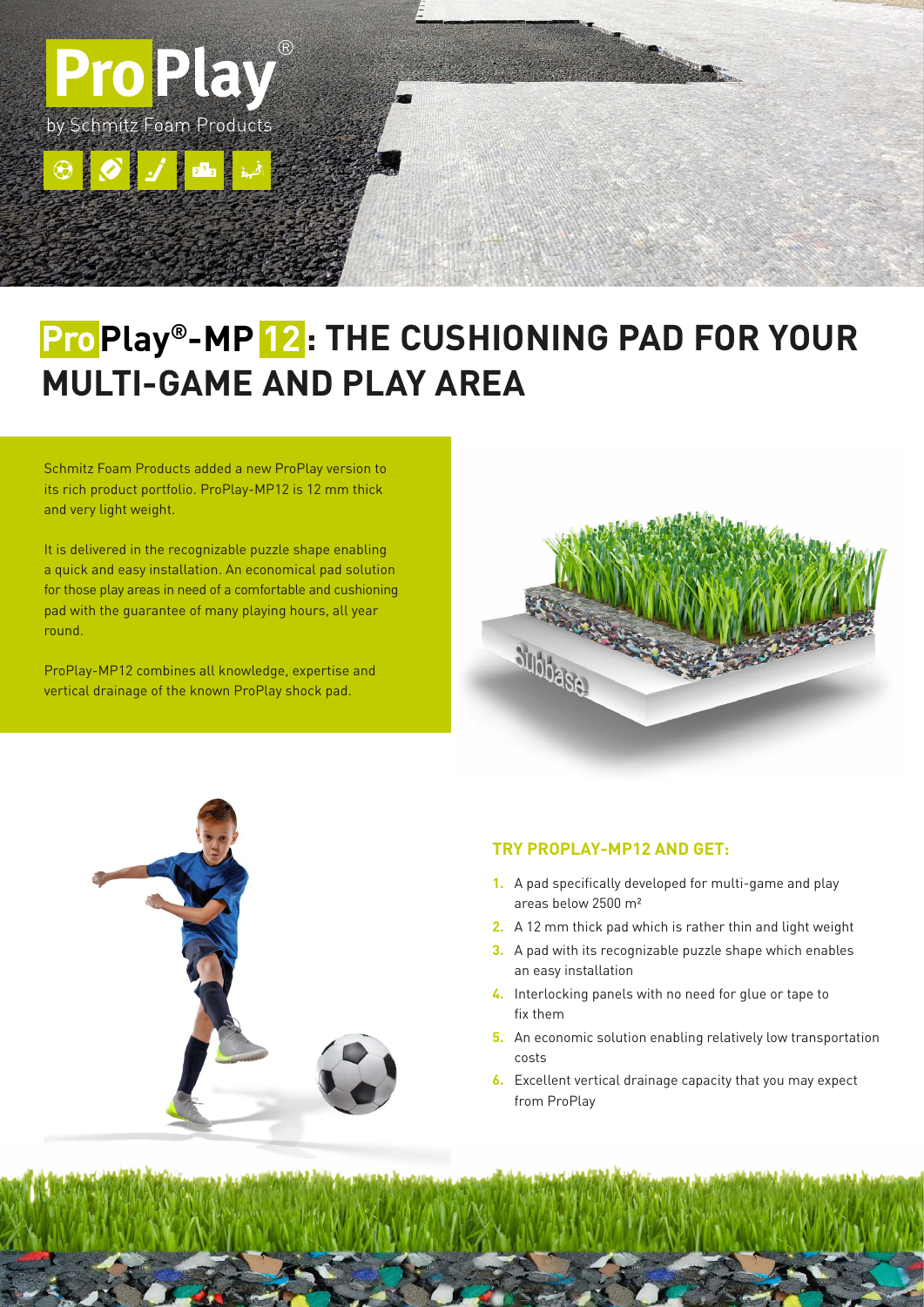# ProPlay®-MP 12: THE CUSHIONING PAD FOR YOUR MULTI-GAME AND PLAY AREA

Schmitz Foam Products added a new ProPlay version to its rich product portfolio. ProPlay-MP12 is 12 mm thick and very light weight.

It is delivered in the recognizable puzzle shape enabling a quick and easy installation. An economical pad solution for those play areas in need of a comfortable and cushioning pad with the guarantee of many playing hours, all year round.

ProPlay-MP12 combines all knowledge, expertise and vertical drainage of the known ProPlay shock pad.

## TRY PROPLAY-MP12 AND GET:

1. A pad specifically developed for multi-game and play areas below 2500 m²
2. A 12 mm thick pad which is rather thin and light weight
3. A pad with its recognizable puzzle shape which enables an easy installation
4. Interlocking panels with no need for glue or tape to fix them
5. An economic solution enabling relatively low transportation costs
6. Excellent vertical drainage capacity that you may expect from ProPlay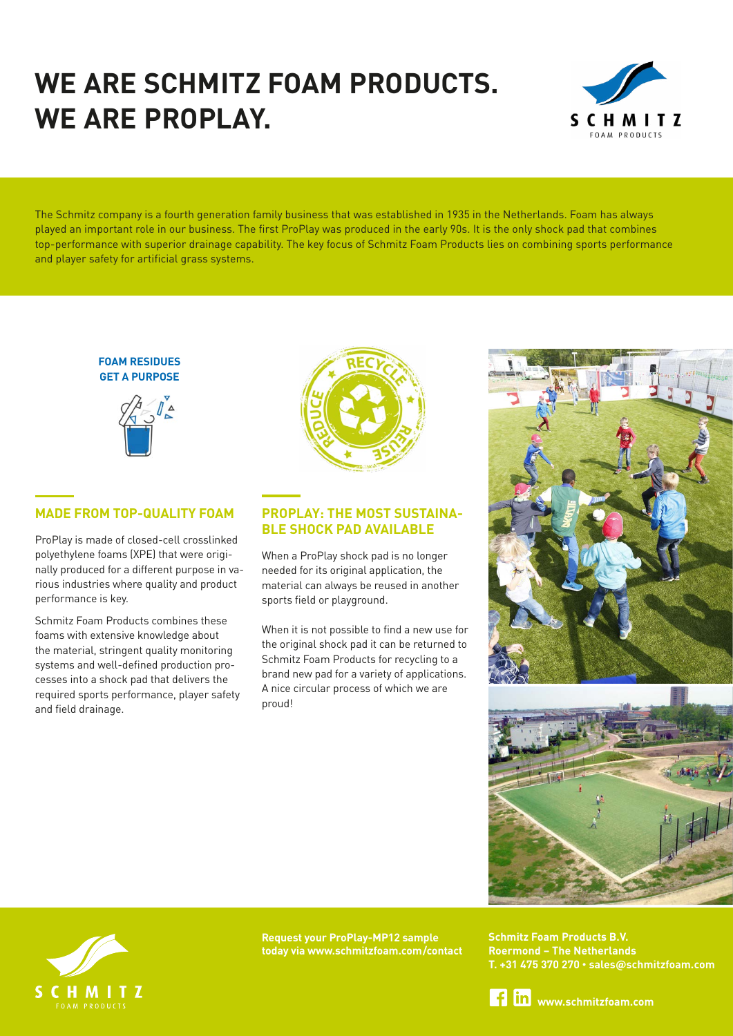# WE ARE SCHMITZ FOAM PRODUCTS. WE ARE PROPLAY.

The Schmitz company is a fourth generation family business that was established in 1935 in the Netherlands. Foam has always played an important role in our business. The first ProPlay was produced in the early 90s. It is the only shock pad that combines top-performance with superior drainage capability. The key focus of Schmitz Foam Products lies on combining sports performance and player safety for artificial grass systems.

**FOAM RESIDUES GET A PURPOSE**

## MADE FROM TOP-QUALITY FOAM

ProPlay is made of closed-cell crosslinked polyethylene foams (XPE) that were originally produced for a different purpose in various industries where quality and product performance is key.

Schmitz Foam Products combines these foams with extensive knowledge about the material, stringent quality monitoring systems and well-defined production processes into a shock pad that delivers the required sports performance, player safety and field drainage.

## PROPLAY: THE MOST SUSTAINABLE SHOCK PAD AVAILABLE

When a ProPlay shock pad is no longer needed for its original application, the material can always be reused in another sports field or playground.

When it is not possible to find a new use for the original shock pad it can be returned to Schmitz Foam Products for recycling to a brand new pad for a variety of applications. A nice circular process of which we are proud!

**Request your ProPlay-MP12 sample today via www.schmitzfoam.com/contact**

**Schmitz Foam Products B.V.**
**Roermond – The Netherlands**
**T. +31 475 370 270 • sales@schmitzfoam.com**

**www.schmitzfoam.com**